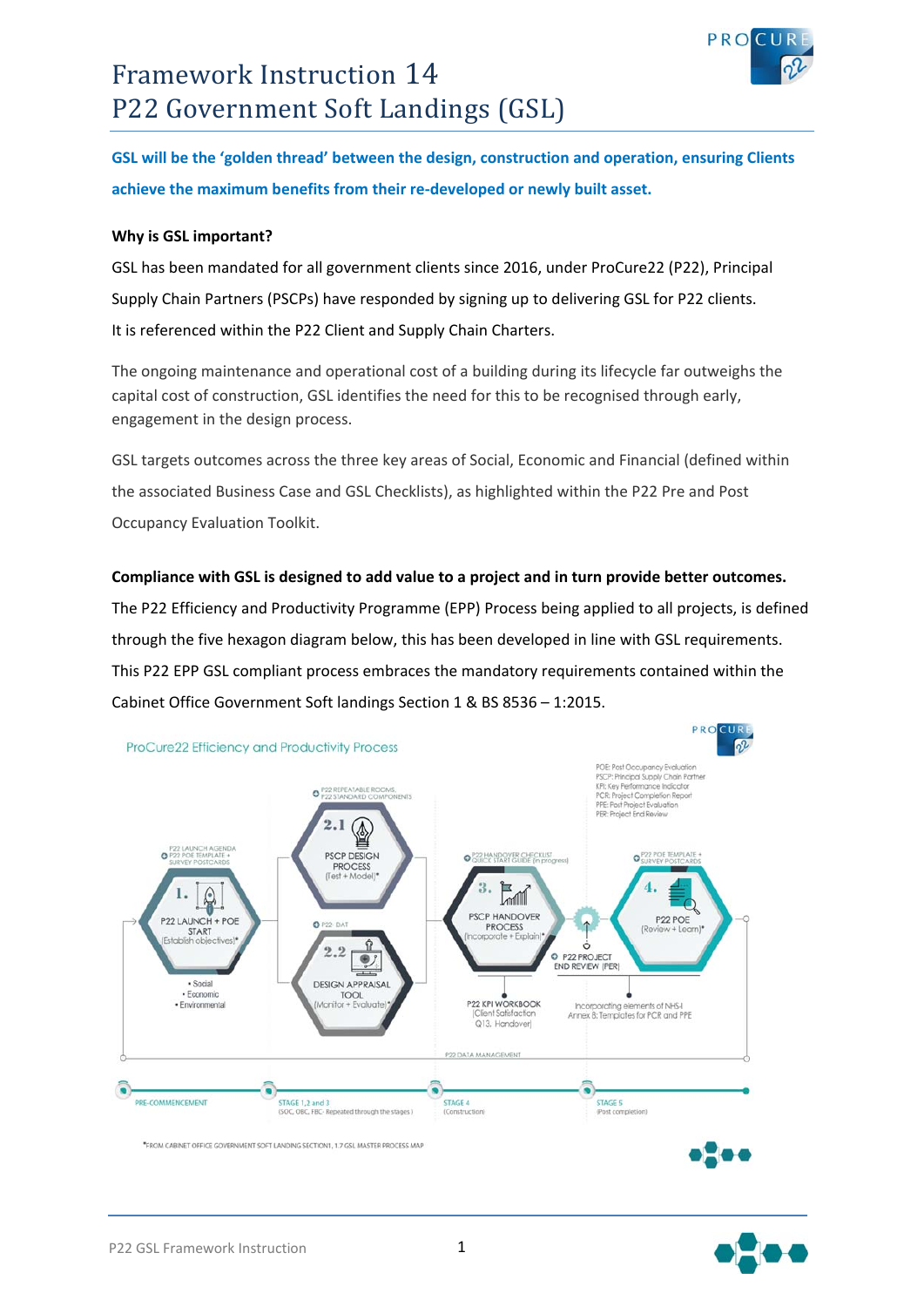# Framework Instruction 14
# P22 Government Soft Landings (GSL)

**GSL will be the 'golden thread' between the design, construction and operation, ensuring Clients achieve the maximum benefits from their re-developed or newly built asset.**

**Why is GSL important?**

GSL has been mandated for all government clients since 2016, under ProCure22 (P22), Principal Supply Chain Partners (PSCPs) have responded by signing up to delivering GSL for P22 clients. It is referenced within the P22 Client and Supply Chain Charters.

The ongoing maintenance and operational cost of a building during its lifecycle far outweighs the capital cost of construction, GSL identifies the need for this to be recognised through early, engagement in the design process.

GSL targets outcomes across the three key areas of Social, Economic and Financial (defined within the associated Business Case and GSL Checklists), as highlighted within the P22 Pre and Post Occupancy Evaluation Toolkit.

**Compliance with GSL is designed to add value to a project and in turn provide better outcomes.**

The P22 Efficiency and Productivity Programme (EPP) Process being applied to all projects, is defined through the five hexagon diagram below, this has been developed in line with GSL requirements. This P22 EPP GSL compliant process embraces the mandatory requirements contained within the Cabinet Office Government Soft landings Section 1 & BS 8536 – 1:2015.

ProCure22 Efficiency and Productivity Process

POE: Post Occupancy Evaluation
PSCP: Principal Supply Chain Partner
KPI: Key Performance Indicator
PCR: Project Completion Report
PPE: Post Project Evaluation
PER: Project End Review

- P22 LAUNCH AGENDA / P22 POE TEMPLATE + SURVEY POSTCARDS
- 1. P22 LAUNCH + POE START (Establish objectives)* — • Social • Economic • Environmental
- P22 REPEATABLE ROOMS, P22 STANDARD COMPONENTS
- 2.1 PSCP DESIGN PROCESS (Test + Model)*
- P22 DAT
- 2.2 DESIGN APPRAISAL TOOL (Monitor + Evaluate)*
- P22 HANDOVER CHECKLIST QUICK START GUIDE (in progress)
- 3. PSCP HANDOVER PROCESS (Incorporate + Explain)*
- P22 KPI WORKBOOK (Client Satisfaction Q13. Handover)
- P22 PROJECT END REVIEW (PER)
- P22 POE TEMPLATE + SURVEY POSTCARDS
- 4. P22 POE (Review + Learn)*
- Incorporating elements of NHS-I Annex B: Templates for PCR and PPE
- P22 DATA MANAGEMENT

PRE-COMMENCEMENT — STAGE 1,2 and 3 (SOC, OBC, FBC- Repeated through the stages) — STAGE 4 (Construction) — STAGE 5 (Post completion)

*FROM CABINET OFFICE GOVERNMENT SOFT LANDING SECTION1, 1.7 GSL MASTER PROCESS MAP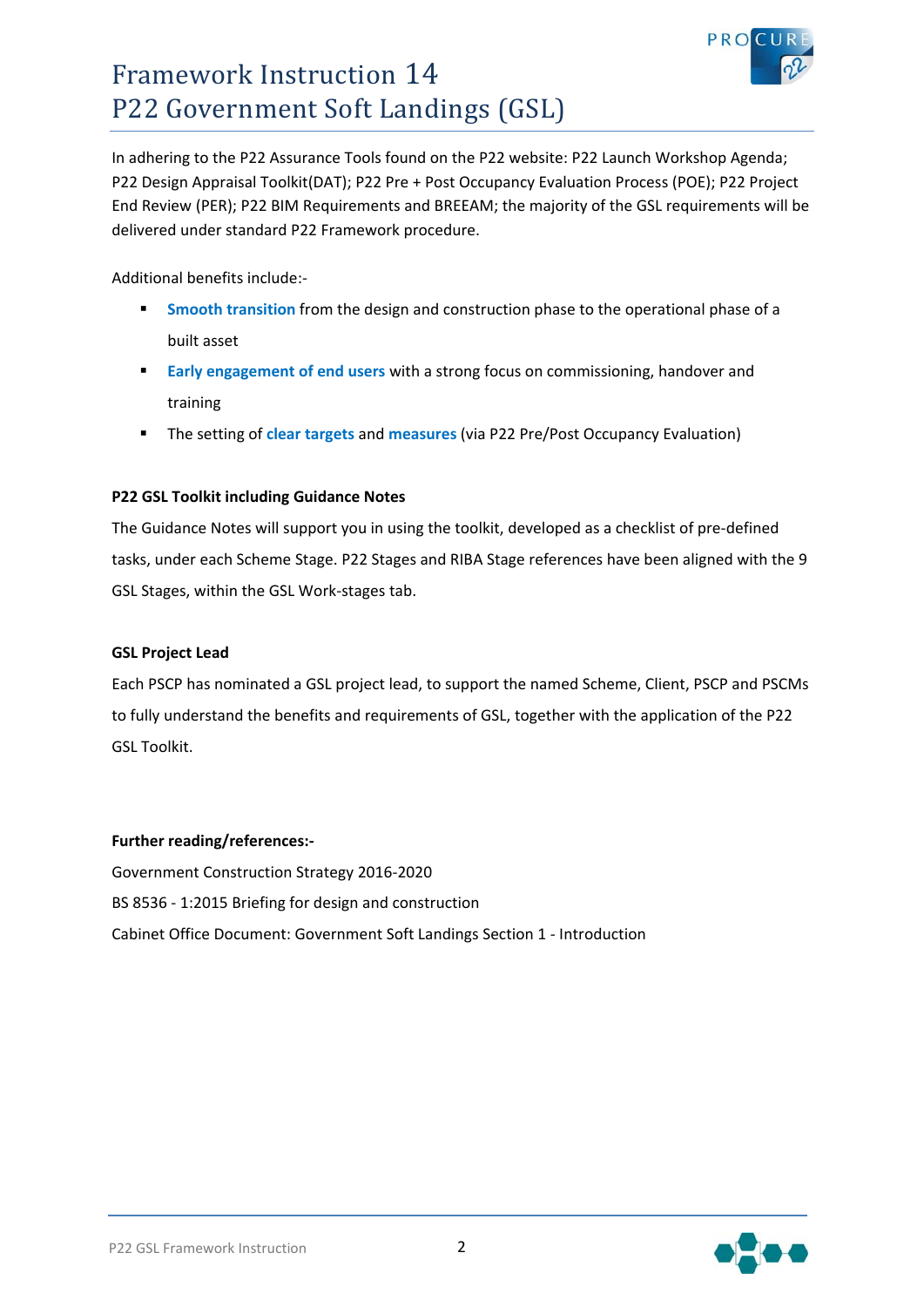# Framework Instruction 14
# P22 Government Soft Landings (GSL)

In adhering to the P22 Assurance Tools found on the P22 website: P22 Launch Workshop Agenda; P22 Design Appraisal Toolkit(DAT); P22 Pre + Post Occupancy Evaluation Process (POE); P22 Project End Review (PER); P22 BIM Requirements and BREEAM; the majority of the GSL requirements will be delivered under standard P22 Framework procedure.

Additional benefits include:-

- **Smooth transition** from the design and construction phase to the operational phase of a built asset
- **Early engagement of end users** with a strong focus on commissioning, handover and training
- The setting of **clear targets** and **measures** (via P22 Pre/Post Occupancy Evaluation)

**P22 GSL Toolkit including Guidance Notes**

The Guidance Notes will support you in using the toolkit, developed as a checklist of pre-defined tasks, under each Scheme Stage. P22 Stages and RIBA Stage references have been aligned with the 9 GSL Stages, within the GSL Work-stages tab.

**GSL Project Lead**

Each PSCP has nominated a GSL project lead, to support the named Scheme, Client, PSCP and PSCMs to fully understand the benefits and requirements of GSL, together with the application of the P22 GSL Toolkit.

**Further reading/references:-**

Government Construction Strategy 2016-2020

BS 8536 - 1:2015 Briefing for design and construction

Cabinet Office Document: Government Soft Landings Section 1 - Introduction